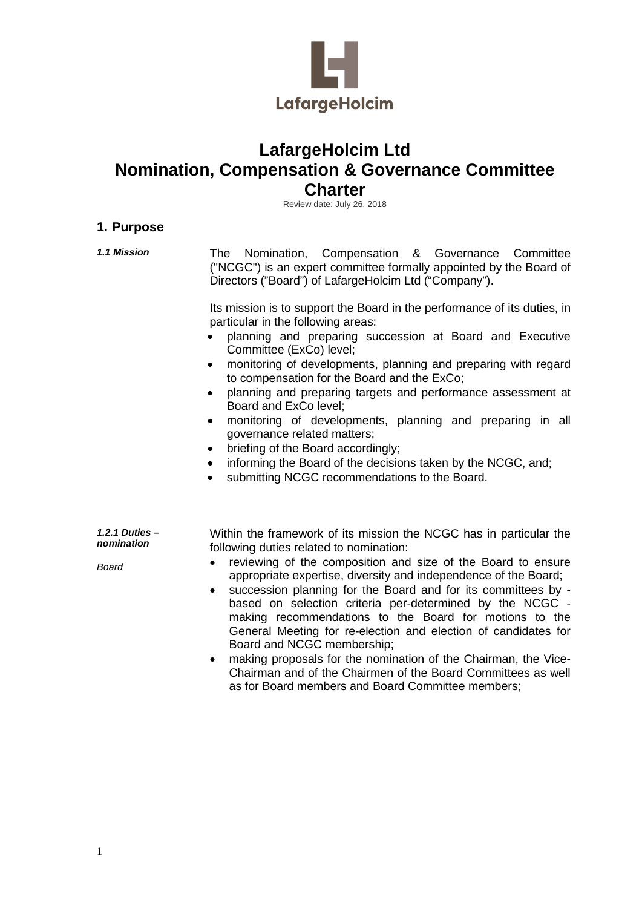LafargeHolcim

# LafargeHolcim Ltd Nomination, Compensation & Governance Committee Charter

Review date: July 26, 2018

## 1. Purpose

***1.1 Mission***

The Nomination, Compensation & Governance Committee ("NCGC") is an expert committee formally appointed by the Board of Directors ("Board") of LafargeHolcim Ltd ("Company").

Its mission is to support the Board in the performance of its duties, in particular in the following areas:

- planning and preparing succession at Board and Executive Committee (ExCo) level;
- monitoring of developments, planning and preparing with regard to compensation for the Board and the ExCo;
- planning and preparing targets and performance assessment at Board and ExCo level;
- monitoring of developments, planning and preparing in all governance related matters;
- briefing of the Board accordingly;
- informing the Board of the decisions taken by the NCGC, and;
- submitting NCGC recommendations to the Board.

***1.2.1 Duties – nomination***

*Board*

Within the framework of its mission the NCGC has in particular the following duties related to nomination:

- reviewing of the composition and size of the Board to ensure appropriate expertise, diversity and independence of the Board;
- succession planning for the Board and for its committees by - based on selection criteria per-determined by the NCGC - making recommendations to the Board for motions to the General Meeting for re-election and election of candidates for Board and NCGC membership;
- making proposals for the nomination of the Chairman, the Vice-Chairman and of the Chairmen of the Board Committees as well as for Board members and Board Committee members;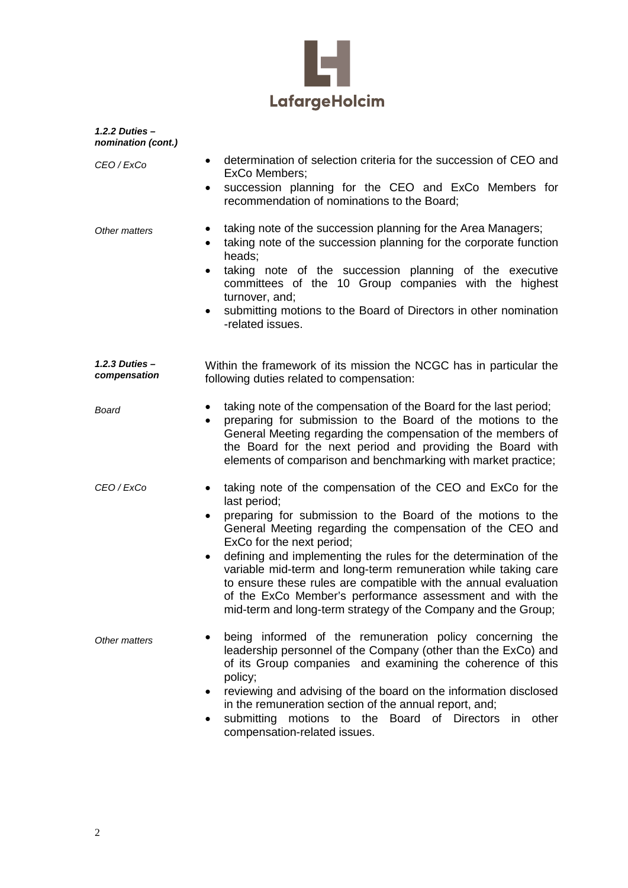***1.2.2 Duties – nomination (cont.)***

*CEO / ExCo*

- determination of selection criteria for the succession of CEO and ExCo Members;
- succession planning for the CEO and ExCo Members for recommendation of nominations to the Board;

*Other matters*

- taking note of the succession planning for the Area Managers;
- taking note of the succession planning for the corporate function heads;
- taking note of the succession planning of the executive committees of the 10 Group companies with the highest turnover, and;
- submitting motions to the Board of Directors in other nomination -related issues.

***1.2.3 Duties – compensation***

Within the framework of its mission the NCGC has in particular the following duties related to compensation:

*Board*

- taking note of the compensation of the Board for the last period;
- preparing for submission to the Board of the motions to the General Meeting regarding the compensation of the members of the Board for the next period and providing the Board with elements of comparison and benchmarking with market practice;

*CEO / ExCo*

- taking note of the compensation of the CEO and ExCo for the last period;
- preparing for submission to the Board of the motions to the General Meeting regarding the compensation of the CEO and ExCo for the next period;
- defining and implementing the rules for the determination of the variable mid-term and long-term remuneration while taking care to ensure these rules are compatible with the annual evaluation of the ExCo Member's performance assessment and with the mid-term and long-term strategy of the Company and the Group;

*Other matters*

- being informed of the remuneration policy concerning the leadership personnel of the Company (other than the ExCo) and of its Group companies and examining the coherence of this policy;
- reviewing and advising of the board on the information disclosed in the remuneration section of the annual report, and;
- submitting motions to the Board of Directors in other compensation-related issues.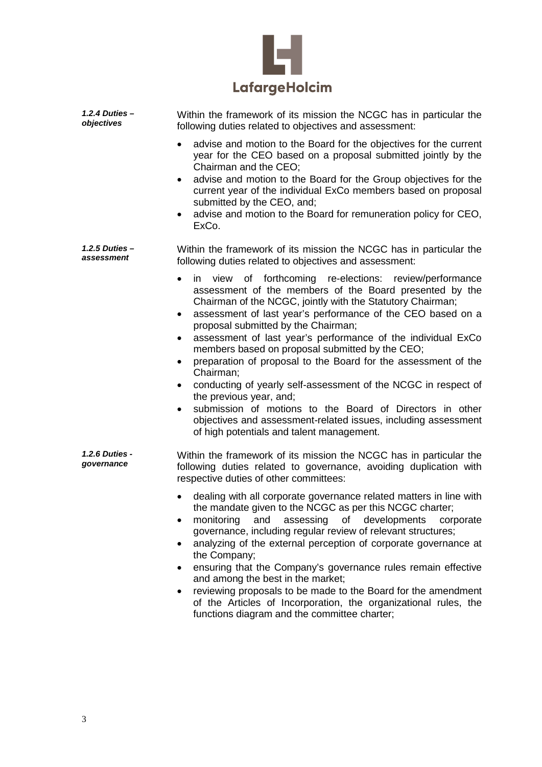***1.2.4 Duties – objectives***

Within the framework of its mission the NCGC has in particular the following duties related to objectives and assessment:

- advise and motion to the Board for the objectives for the current year for the CEO based on a proposal submitted jointly by the Chairman and the CEO;
- advise and motion to the Board for the Group objectives for the current year of the individual ExCo members based on proposal submitted by the CEO, and;
- advise and motion to the Board for remuneration policy for CEO, ExCo.

***1.2.5 Duties – assessment***

Within the framework of its mission the NCGC has in particular the following duties related to objectives and assessment:

- in view of forthcoming re-elections: review/performance assessment of the members of the Board presented by the Chairman of the NCGC, jointly with the Statutory Chairman;
- assessment of last year's performance of the CEO based on a proposal submitted by the Chairman;
- assessment of last year's performance of the individual ExCo members based on proposal submitted by the CEO;
- preparation of proposal to the Board for the assessment of the Chairman;
- conducting of yearly self-assessment of the NCGC in respect of the previous year, and;
- submission of motions to the Board of Directors in other objectives and assessment-related issues, including assessment of high potentials and talent management.

***1.2.6 Duties - governance***

Within the framework of its mission the NCGC has in particular the following duties related to governance, avoiding duplication with respective duties of other committees:

- dealing with all corporate governance related matters in line with the mandate given to the NCGC as per this NCGC charter;
- monitoring and assessing of developments corporate governance, including regular review of relevant structures;
- analyzing of the external perception of corporate governance at the Company;
- ensuring that the Company's governance rules remain effective and among the best in the market;
- reviewing proposals to be made to the Board for the amendment of the Articles of Incorporation, the organizational rules, the functions diagram and the committee charter;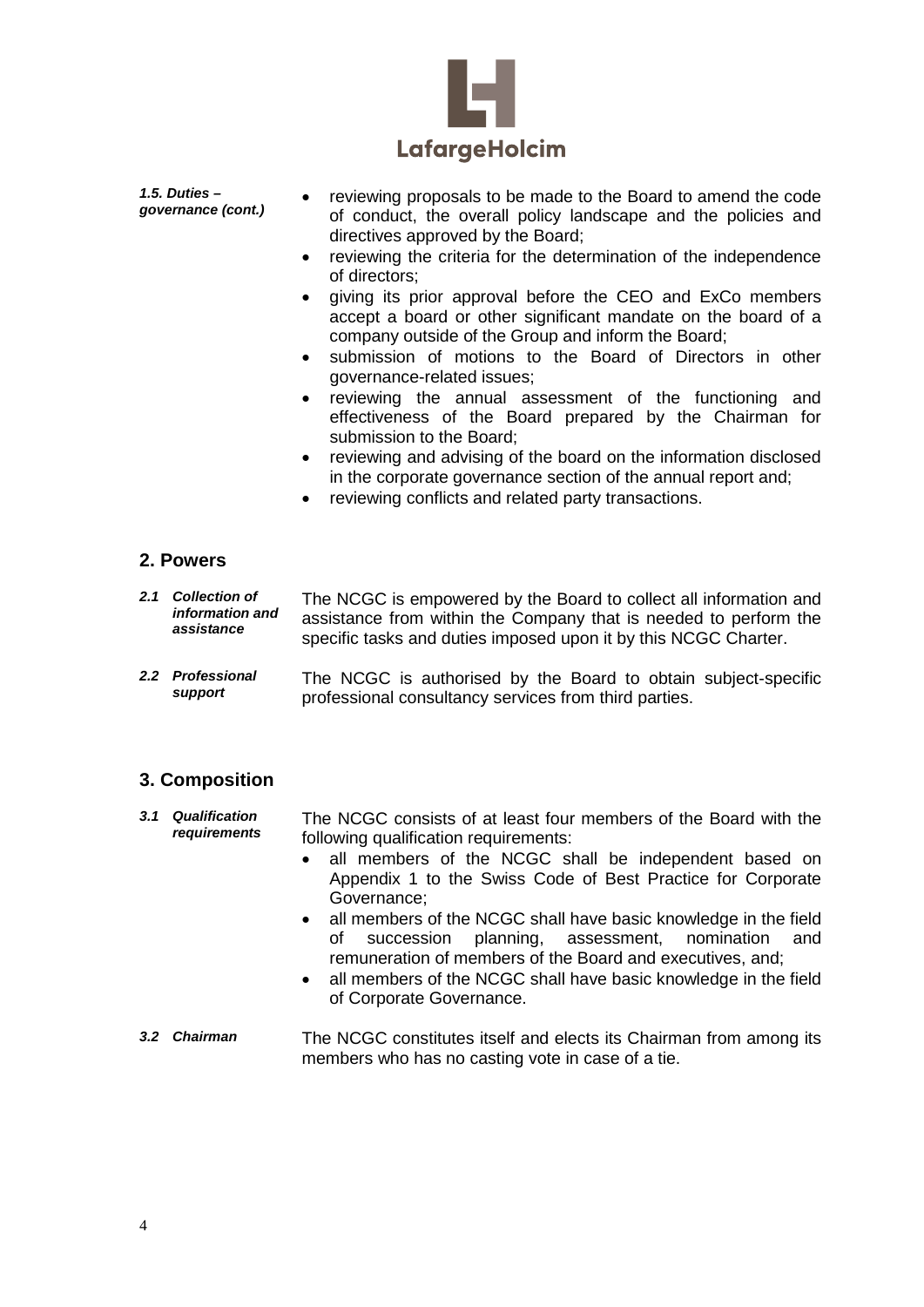*1.5. Duties – governance (cont.)*

- reviewing proposals to be made to the Board to amend the code of conduct, the overall policy landscape and the policies and directives approved by the Board;
- reviewing the criteria for the determination of the independence of directors;
- giving its prior approval before the CEO and ExCo members accept a board or other significant mandate on the board of a company outside of the Group and inform the Board;
- submission of motions to the Board of Directors in other governance-related issues;
- reviewing the annual assessment of the functioning and effectiveness of the Board prepared by the Chairman for submission to the Board;
- reviewing and advising of the board on the information disclosed in the corporate governance section of the annual report and;
- reviewing conflicts and related party transactions.

## 2. Powers

***2.1 Collection of information and assistance***

The NCGC is empowered by the Board to collect all information and assistance from within the Company that is needed to perform the specific tasks and duties imposed upon it by this NCGC Charter.

***2.2 Professional support***

The NCGC is authorised by the Board to obtain subject-specific professional consultancy services from third parties.

## 3. Composition

***3.1 Qualification requirements***

The NCGC consists of at least four members of the Board with the following qualification requirements:

- all members of the NCGC shall be independent based on Appendix 1 to the Swiss Code of Best Practice for Corporate Governance;
- all members of the NCGC shall have basic knowledge in the field of succession planning, assessment, nomination and remuneration of members of the Board and executives, and;
- all members of the NCGC shall have basic knowledge in the field of Corporate Governance.

***3.2 Chairman***

The NCGC constitutes itself and elects its Chairman from among its members who has no casting vote in case of a tie.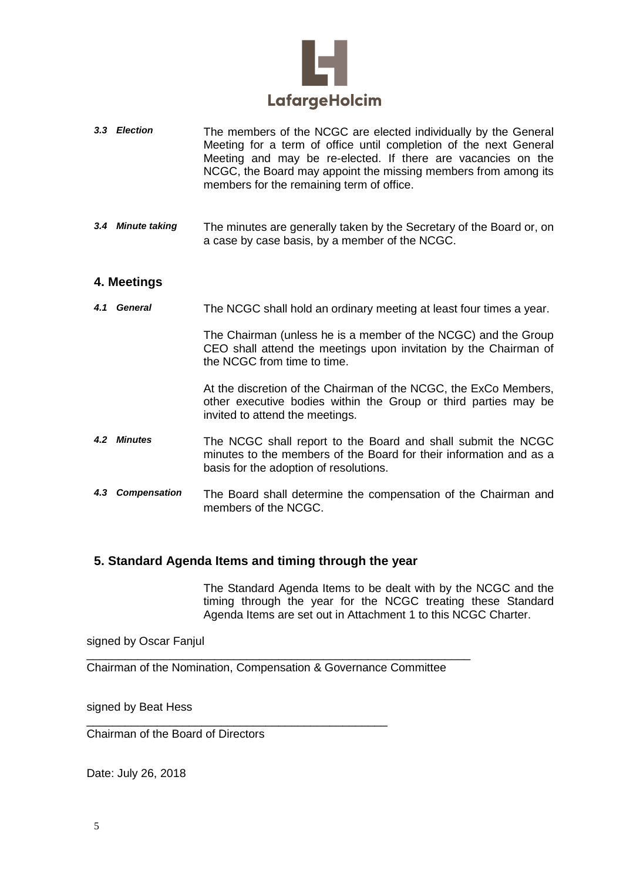LafargeHolcim

***3.3 Election***

The members of the NCGC are elected individually by the General Meeting for a term of office until completion of the next General Meeting and may be re-elected. If there are vacancies on the NCGC, the Board may appoint the missing members from among its members for the remaining term of office.

***3.4 Minute taking***

The minutes are generally taken by the Secretary of the Board or, on a case by case basis, by a member of the NCGC.

## 4. Meetings

***4.1 General***

The NCGC shall hold an ordinary meeting at least four times a year.

The Chairman (unless he is a member of the NCGC) and the Group CEO shall attend the meetings upon invitation by the Chairman of the NCGC from time to time.

At the discretion of the Chairman of the NCGC, the ExCo Members, other executive bodies within the Group or third parties may be invited to attend the meetings.

***4.2 Minutes***

The NCGC shall report to the Board and shall submit the NCGC minutes to the members of the Board for their information and as a basis for the adoption of resolutions.

***4.3 Compensation***

The Board shall determine the compensation of the Chairman and members of the NCGC.

## 5. Standard Agenda Items and timing through the year

The Standard Agenda Items to be dealt with by the NCGC and the timing through the year for the NCGC treating these Standard Agenda Items are set out in Attachment 1 to this NCGC Charter.

signed by Oscar Fanjul

Chairman of the Nomination, Compensation & Governance Committee

signed by Beat Hess

Chairman of the Board of Directors

Date: July 26, 2018